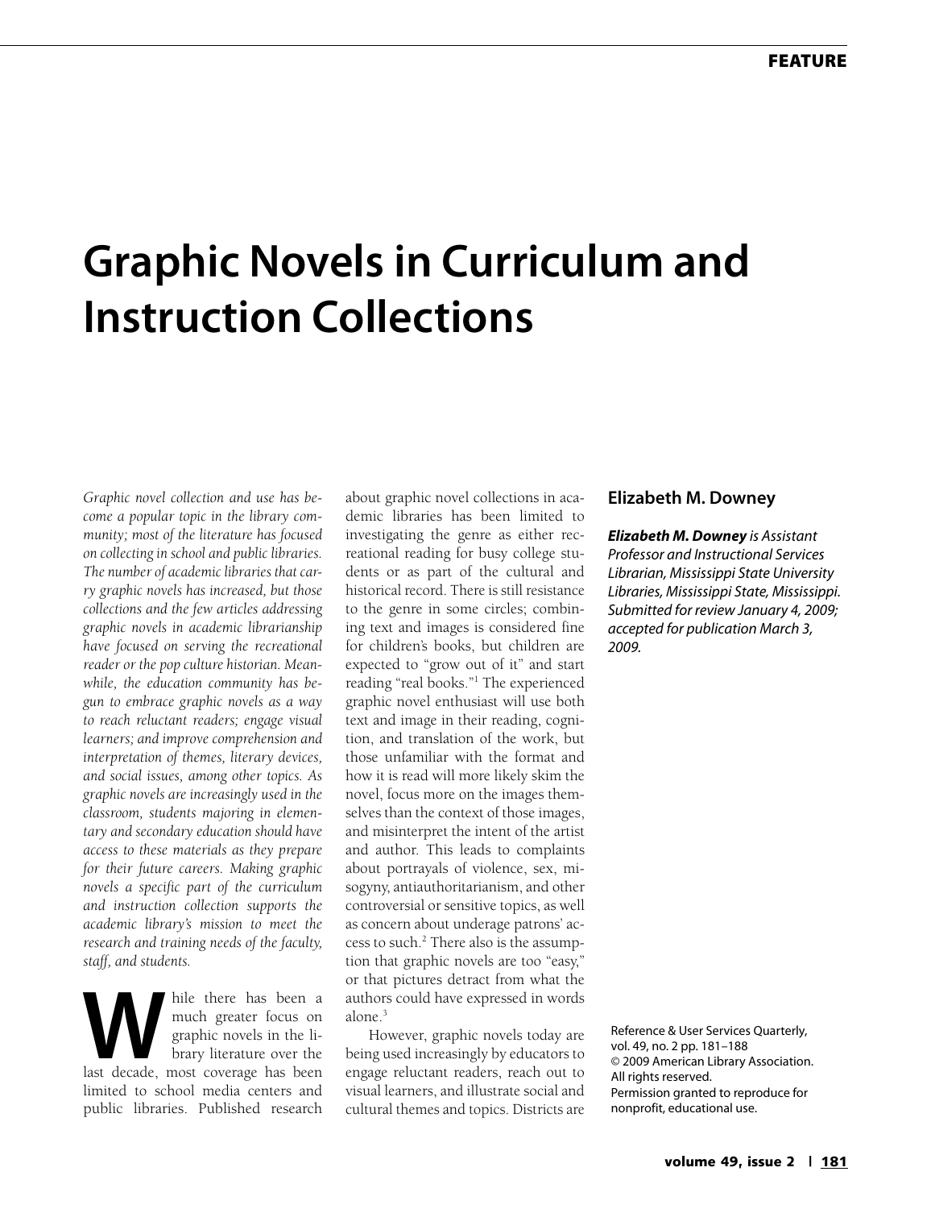FEATURE

# Graphic Novels in Curriculum and Instruction Collections

## Elizabeth M. Downey

***Elizabeth M. Downey** is Assistant Professor and Instructional Services Librarian, Mississippi State University Libraries, Mississippi State, Mississippi. Submitted for review January 4, 2009; accepted for publication March 3, 2009.*

*Graphic novel collection and use has become a popular topic in the library community; most of the literature has focused on collecting in school and public libraries. The number of academic libraries that carry graphic novels has increased, but those collections and the few articles addressing graphic novels in academic librarianship have focused on serving the recreational reader or the pop culture historian. Meanwhile, the education community has begun to embrace graphic novels as a way to reach reluctant readers; engage visual learners; and improve comprehension and interpretation of themes, literary devices, and social issues, among other topics. As graphic novels are increasingly used in the classroom, students majoring in elementary and secondary education should have access to these materials as they prepare for their future careers. Making graphic novels a specific part of the curriculum and instruction collection supports the academic library's mission to meet the research and training needs of the faculty, staff, and students.*

While there has been a much greater focus on graphic novels in the library literature over the last decade, most coverage has been limited to school media centers and public libraries. Published research about graphic novel collections in academic libraries has been limited to investigating the genre as either recreational reading for busy college students or as part of the cultural and historical record. There is still resistance to the genre in some circles; combining text and images is considered fine for children's books, but children are expected to "grow out of it" and start reading "real books."[1] The experienced graphic novel enthusiast will use both text and image in their reading, cognition, and translation of the work, but those unfamiliar with the format and how it is read will more likely skim the novel, focus more on the images themselves than the context of those images, and misinterpret the intent of the artist and author. This leads to complaints about portrayals of violence, sex, misogyny, antiauthoritarianism, and other controversial or sensitive topics, as well as concern about underage patrons' access to such.[2] There also is the assumption that graphic novels are too "easy," or that pictures detract from what the authors could have expressed in words alone.[3]

However, graphic novels today are being used increasingly by educators to engage reluctant readers, reach out to visual learners, and illustrate social and cultural themes and topics. Districts are

Reference & User Services Quarterly, vol. 49, no. 2 pp. 181–188
© 2009 American Library Association. All rights reserved.
Permission granted to reproduce for nonprofit, educational use.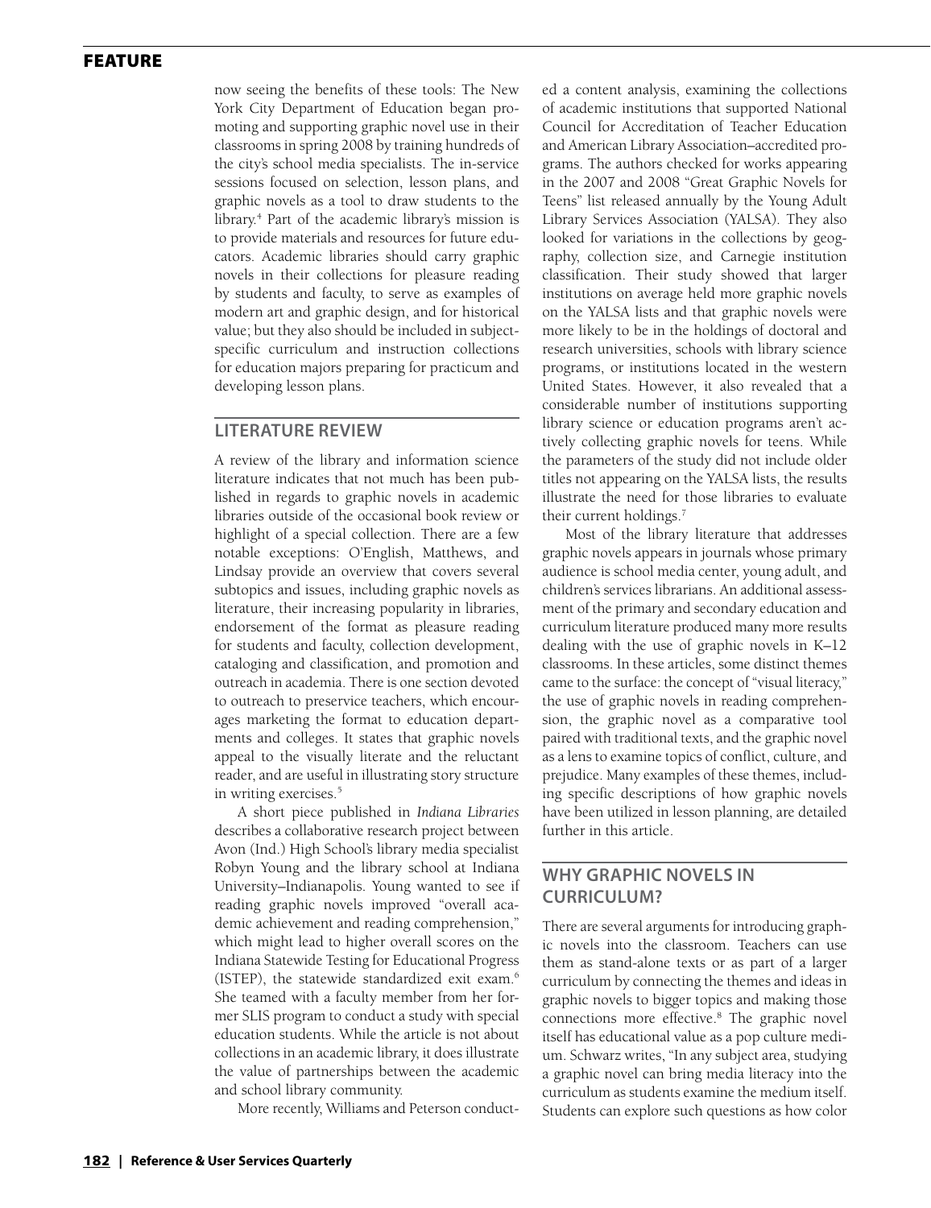now seeing the benefits of these tools: The New York City Department of Education began promoting and supporting graphic novel use in their classrooms in spring 2008 by training hundreds of the city's school media specialists. The in-service sessions focused on selection, lesson plans, and graphic novels as a tool to draw students to the library.[4] Part of the academic library's mission is to provide materials and resources for future educators. Academic libraries should carry graphic novels in their collections for pleasure reading by students and faculty, to serve as examples of modern art and graphic design, and for historical value; but they also should be included in subject-specific curriculum and instruction collections for education majors preparing for practicum and developing lesson plans.

## LITERATURE REVIEW

A review of the library and information science literature indicates that not much has been published in regards to graphic novels in academic libraries outside of the occasional book review or highlight of a special collection. There are a few notable exceptions: O'English, Matthews, and Lindsay provide an overview that covers several subtopics and issues, including graphic novels as literature, their increasing popularity in libraries, endorsement of the format as pleasure reading for students and faculty, collection development, cataloging and classification, and promotion and outreach in academia. There is one section devoted to outreach to preservice teachers, which encourages marketing the format to education departments and colleges. It states that graphic novels appeal to the visually literate and the reluctant reader, and are useful in illustrating story structure in writing exercises.[5]

A short piece published in *Indiana Libraries* describes a collaborative research project between Avon (Ind.) High School's library media specialist Robyn Young and the library school at Indiana University–Indianapolis. Young wanted to see if reading graphic novels improved "overall academic achievement and reading comprehension," which might lead to higher overall scores on the Indiana Statewide Testing for Educational Progress (ISTEP), the statewide standardized exit exam.[6] She teamed with a faculty member from her former SLIS program to conduct a study with special education students. While the article is not about collections in an academic library, it does illustrate the value of partnerships between the academic and school library community.

More recently, Williams and Peterson conducted a content analysis, examining the collections of academic institutions that supported National Council for Accreditation of Teacher Education and American Library Association–accredited programs. The authors checked for works appearing in the 2007 and 2008 "Great Graphic Novels for Teens" list released annually by the Young Adult Library Services Association (YALSA). They also looked for variations in the collections by geography, collection size, and Carnegie institution classification. Their study showed that larger institutions on average held more graphic novels on the YALSA lists and that graphic novels were more likely to be in the holdings of doctoral and research universities, schools with library science programs, or institutions located in the western United States. However, it also revealed that a considerable number of institutions supporting library science or education programs aren't actively collecting graphic novels for teens. While the parameters of the study did not include older titles not appearing on the YALSA lists, the results illustrate the need for those libraries to evaluate their current holdings.[7]

Most of the library literature that addresses graphic novels appears in journals whose primary audience is school media center, young adult, and children's services librarians. An additional assessment of the primary and secondary education and curriculum literature produced many more results dealing with the use of graphic novels in K–12 classrooms. In these articles, some distinct themes came to the surface: the concept of "visual literacy," the use of graphic novels in reading comprehension, the graphic novel as a comparative tool paired with traditional texts, and the graphic novel as a lens to examine topics of conflict, culture, and prejudice. Many examples of these themes, including specific descriptions of how graphic novels have been utilized in lesson planning, are detailed further in this article.

## WHY GRAPHIC NOVELS IN CURRICULUM?

There are several arguments for introducing graphic novels into the classroom. Teachers can use them as stand-alone texts or as part of a larger curriculum by connecting the themes and ideas in graphic novels to bigger topics and making those connections more effective.[8] The graphic novel itself has educational value as a pop culture medium. Schwarz writes, "In any subject area, studying a graphic novel can bring media literacy into the curriculum as students examine the medium itself. Students can explore such questions as how color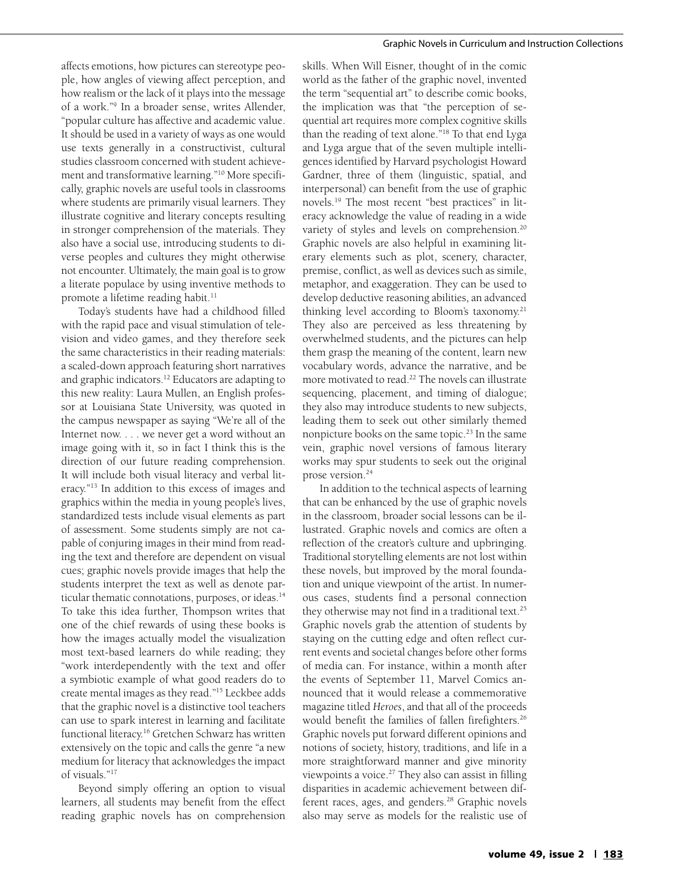affects emotions, how pictures can stereotype people, how angles of viewing affect perception, and how realism or the lack of it plays into the message of a work."[9] In a broader sense, writes Allender, "popular culture has affective and academic value. It should be used in a variety of ways as one would use texts generally in a constructivist, cultural studies classroom concerned with student achievement and transformative learning."[10] More specifically, graphic novels are useful tools in classrooms where students are primarily visual learners. They illustrate cognitive and literary concepts resulting in stronger comprehension of the materials. They also have a social use, introducing students to diverse peoples and cultures they might otherwise not encounter. Ultimately, the main goal is to grow a literate populace by using inventive methods to promote a lifetime reading habit.[11]

Today's students have had a childhood filled with the rapid pace and visual stimulation of television and video games, and they therefore seek the same characteristics in their reading materials: a scaled-down approach featuring short narratives and graphic indicators.[12] Educators are adapting to this new reality: Laura Mullen, an English professor at Louisiana State University, was quoted in the campus newspaper as saying "We're all of the Internet now. . . . we never get a word without an image going with it, so in fact I think this is the direction of our future reading comprehension. It will include both visual literacy and verbal literacy."[13] In addition to this excess of images and graphics within the media in young people's lives, standardized tests include visual elements as part of assessment. Some students simply are not capable of conjuring images in their mind from reading the text and therefore are dependent on visual cues; graphic novels provide images that help the students interpret the text as well as denote particular thematic connotations, purposes, or ideas.[14] To take this idea further, Thompson writes that one of the chief rewards of using these books is how the images actually model the visualization most text-based learners do while reading; they "work interdependently with the text and offer a symbiotic example of what good readers do to create mental images as they read."[15] Leckbee adds that the graphic novel is a distinctive tool teachers can use to spark interest in learning and facilitate functional literacy.[16] Gretchen Schwarz has written extensively on the topic and calls the genre "a new medium for literacy that acknowledges the impact of visuals."[17]

Beyond simply offering an option to visual learners, all students may benefit from the effect reading graphic novels has on comprehension skills. When Will Eisner, thought of in the comic world as the father of the graphic novel, invented the term "sequential art" to describe comic books, the implication was that "the perception of sequential art requires more complex cognitive skills than the reading of text alone."[18] To that end Lyga and Lyga argue that of the seven multiple intelligences identified by Harvard psychologist Howard Gardner, three of them (linguistic, spatial, and interpersonal) can benefit from the use of graphic novels.[19] The most recent "best practices" in literacy acknowledge the value of reading in a wide variety of styles and levels on comprehension.[20] Graphic novels are also helpful in examining literary elements such as plot, scenery, character, premise, conflict, as well as devices such as simile, metaphor, and exaggeration. They can be used to develop deductive reasoning abilities, an advanced thinking level according to Bloom's taxonomy.[21] They also are perceived as less threatening by overwhelmed students, and the pictures can help them grasp the meaning of the content, learn new vocabulary words, advance the narrative, and be more motivated to read.[22] The novels can illustrate sequencing, placement, and timing of dialogue; they also may introduce students to new subjects, leading them to seek out other similarly themed nonpicture books on the same topic.[23] In the same vein, graphic novel versions of famous literary works may spur students to seek out the original prose version.[24]

In addition to the technical aspects of learning that can be enhanced by the use of graphic novels in the classroom, broader social lessons can be illustrated. Graphic novels and comics are often a reflection of the creator's culture and upbringing. Traditional storytelling elements are not lost within these novels, but improved by the moral foundation and unique viewpoint of the artist. In numerous cases, students find a personal connection they otherwise may not find in a traditional text.[25] Graphic novels grab the attention of students by staying on the cutting edge and often reflect current events and societal changes before other forms of media can. For instance, within a month after the events of September 11, Marvel Comics announced that it would release a commemorative magazine titled *Heroes*, and that all of the proceeds would benefit the families of fallen firefighters.[26] Graphic novels put forward different opinions and notions of society, history, traditions, and life in a more straightforward manner and give minority viewpoints a voice.[27] They also can assist in filling disparities in academic achievement between different races, ages, and genders.[28] Graphic novels also may serve as models for the realistic use of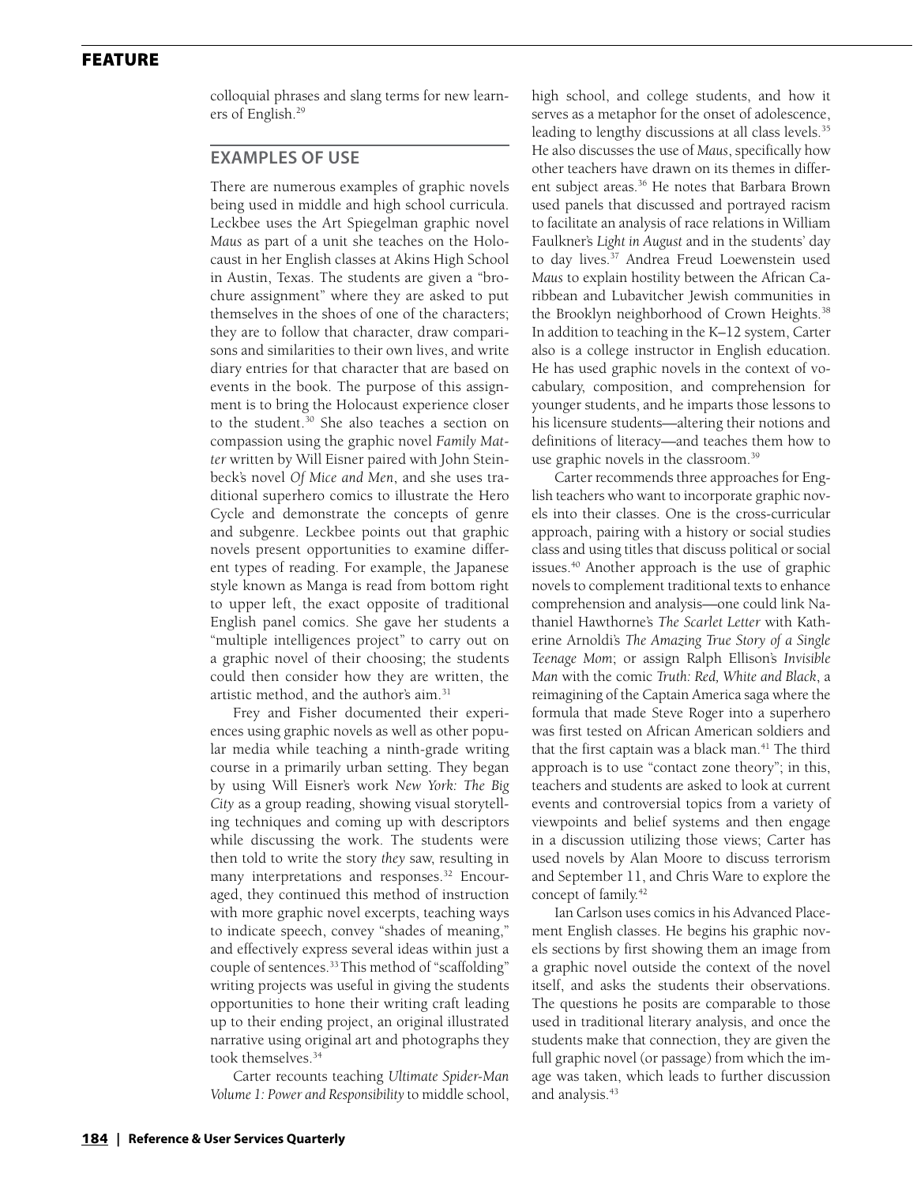colloquial phrases and slang terms for new learners of English.[29]

## EXAMPLES OF USE

There are numerous examples of graphic novels being used in middle and high school curricula. Leckbee uses the Art Spiegelman graphic novel *Maus* as part of a unit she teaches on the Holocaust in her English classes at Akins High School in Austin, Texas. The students are given a "brochure assignment" where they are asked to put themselves in the shoes of one of the characters; they are to follow that character, draw comparisons and similarities to their own lives, and write diary entries for that character that are based on events in the book. The purpose of this assignment is to bring the Holocaust experience closer to the student.[30] She also teaches a section on compassion using the graphic novel *Family Matter* written by Will Eisner paired with John Steinbeck's novel *Of Mice and Men*, and she uses traditional superhero comics to illustrate the Hero Cycle and demonstrate the concepts of genre and subgenre. Leckbee points out that graphic novels present opportunities to examine different types of reading. For example, the Japanese style known as Manga is read from bottom right to upper left, the exact opposite of traditional English panel comics. She gave her students a "multiple intelligences project" to carry out on a graphic novel of their choosing; the students could then consider how they are written, the artistic method, and the author's aim.[31]

Frey and Fisher documented their experiences using graphic novels as well as other popular media while teaching a ninth-grade writing course in a primarily urban setting. They began by using Will Eisner's work *New York: The Big City* as a group reading, showing visual storytelling techniques and coming up with descriptors while discussing the work. The students were then told to write the story *they* saw, resulting in many interpretations and responses.[32] Encouraged, they continued this method of instruction with more graphic novel excerpts, teaching ways to indicate speech, convey "shades of meaning," and effectively express several ideas within just a couple of sentences.[33] This method of "scaffolding" writing projects was useful in giving the students opportunities to hone their writing craft leading up to their ending project, an original illustrated narrative using original art and photographs they took themselves.[34]

Carter recounts teaching *Ultimate Spider-Man Volume 1: Power and Responsibility* to middle school, high school, and college students, and how it serves as a metaphor for the onset of adolescence, leading to lengthy discussions at all class levels.[35] He also discusses the use of *Maus*, specifically how other teachers have drawn on its themes in different subject areas.[36] He notes that Barbara Brown used panels that discussed and portrayed racism to facilitate an analysis of race relations in William Faulkner's *Light in August* and in the students' day to day lives.[37] Andrea Freud Loewenstein used *Maus* to explain hostility between the African Caribbean and Lubavitcher Jewish communities in the Brooklyn neighborhood of Crown Heights.[38] In addition to teaching in the K–12 system, Carter also is a college instructor in English education. He has used graphic novels in the context of vocabulary, composition, and comprehension for younger students, and he imparts those lessons to his licensure students—altering their notions and definitions of literacy—and teaches them how to use graphic novels in the classroom.[39]

Carter recommends three approaches for English teachers who want to incorporate graphic novels into their classes. One is the cross-curricular approach, pairing with a history or social studies class and using titles that discuss political or social issues.[40] Another approach is the use of graphic novels to complement traditional texts to enhance comprehension and analysis—one could link Nathaniel Hawthorne's *The Scarlet Letter* with Katherine Arnoldi's *The Amazing True Story of a Single Teenage Mom*; or assign Ralph Ellison's *Invisible Man* with the comic *Truth: Red, White and Black*, a reimagining of the Captain America saga where the formula that made Steve Roger into a superhero was first tested on African American soldiers and that the first captain was a black man.[41] The third approach is to use "contact zone theory"; in this, teachers and students are asked to look at current events and controversial topics from a variety of viewpoints and belief systems and then engage in a discussion utilizing those views; Carter has used novels by Alan Moore to discuss terrorism and September 11, and Chris Ware to explore the concept of family.[42]

Ian Carlson uses comics in his Advanced Placement English classes. He begins his graphic novels sections by first showing them an image from a graphic novel outside the context of the novel itself, and asks the students their observations. The questions he posits are comparable to those used in traditional literary analysis, and once the students make that connection, they are given the full graphic novel (or passage) from which the image was taken, which leads to further discussion and analysis.[43]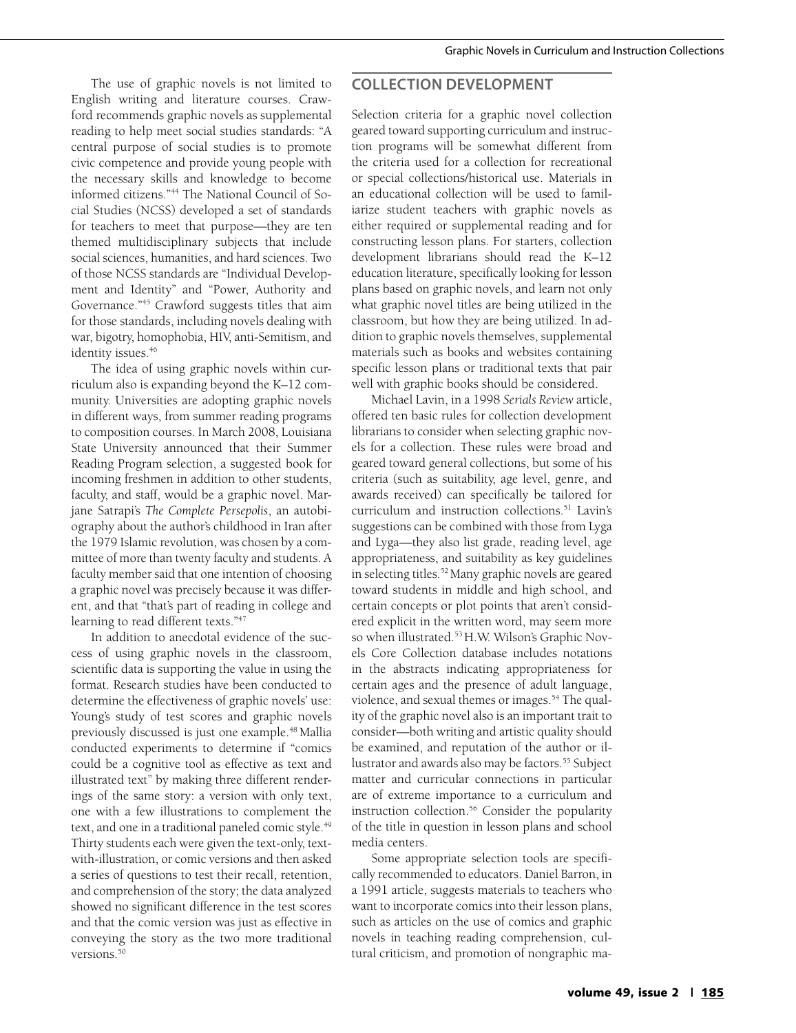The use of graphic novels is not limited to English writing and literature courses. Crawford recommends graphic novels as supplemental reading to help meet social studies standards: "A central purpose of social studies is to promote civic competence and provide young people with the necessary skills and knowledge to become informed citizens."[44] The National Council of Social Studies (NCSS) developed a set of standards for teachers to meet that purpose—they are ten themed multidisciplinary subjects that include social sciences, humanities, and hard sciences. Two of those NCSS standards are "Individual Development and Identity" and "Power, Authority and Governance."[45] Crawford suggests titles that aim for those standards, including novels dealing with war, bigotry, homophobia, HIV, anti-Semitism, and identity issues.[46]

The idea of using graphic novels within curriculum also is expanding beyond the K–12 community. Universities are adopting graphic novels in different ways, from summer reading programs to composition courses. In March 2008, Louisiana State University announced that their Summer Reading Program selection, a suggested book for incoming freshmen in addition to other students, faculty, and staff, would be a graphic novel. Marjane Satrapi's *The Complete Persepolis*, an autobiography about the author's childhood in Iran after the 1979 Islamic revolution, was chosen by a committee of more than twenty faculty and students. A faculty member said that one intention of choosing a graphic novel was precisely because it was different, and that "that's part of reading in college and learning to read different texts."[47]

In addition to anecdotal evidence of the success of using graphic novels in the classroom, scientific data is supporting the value in using the format. Research studies have been conducted to determine the effectiveness of graphic novels' use: Young's study of test scores and graphic novels previously discussed is just one example.[48] Mallia conducted experiments to determine if "comics could be a cognitive tool as effective as text and illustrated text" by making three different renderings of the same story: a version with only text, one with a few illustrations to complement the text, and one in a traditional paneled comic style.[49] Thirty students each were given the text-only, text-with-illustration, or comic versions and then asked a series of questions to test their recall, retention, and comprehension of the story; the data analyzed showed no significant difference in the test scores and that the comic version was just as effective in conveying the story as the two more traditional versions.[50]

## COLLECTION DEVELOPMENT

Selection criteria for a graphic novel collection geared toward supporting curriculum and instruction programs will be somewhat different from the criteria used for a collection for recreational or special collections/historical use. Materials in an educational collection will be used to familiarize student teachers with graphic novels as either required or supplemental reading and for constructing lesson plans. For starters, collection development librarians should read the K–12 education literature, specifically looking for lesson plans based on graphic novels, and learn not only what graphic novel titles are being utilized in the classroom, but how they are being utilized. In addition to graphic novels themselves, supplemental materials such as books and websites containing specific lesson plans or traditional texts that pair well with graphic books should be considered.

Michael Lavin, in a 1998 *Serials Review* article, offered ten basic rules for collection development librarians to consider when selecting graphic novels for a collection. These rules were broad and geared toward general collections, but some of his criteria (such as suitability, age level, genre, and awards received) can specifically be tailored for curriculum and instruction collections.[51] Lavin's suggestions can be combined with those from Lyga and Lyga—they also list grade, reading level, age appropriateness, and suitability as key guidelines in selecting titles.[52] Many graphic novels are geared toward students in middle and high school, and certain concepts or plot points that aren't considered explicit in the written word, may seem more so when illustrated.[53] H.W. Wilson's Graphic Novels Core Collection database includes notations in the abstracts indicating appropriateness for certain ages and the presence of adult language, violence, and sexual themes or images.[54] The quality of the graphic novel also is an important trait to consider—both writing and artistic quality should be examined, and reputation of the author or illustrator and awards also may be factors.[55] Subject matter and curricular connections in particular are of extreme importance to a curriculum and instruction collection.[56] Consider the popularity of the title in question in lesson plans and school media centers.

Some appropriate selection tools are specifically recommended to educators. Daniel Barron, in a 1991 article, suggests materials to teachers who want to incorporate comics into their lesson plans, such as articles on the use of comics and graphic novels in teaching reading comprehension, cultural criticism, and promotion of nongraphic ma-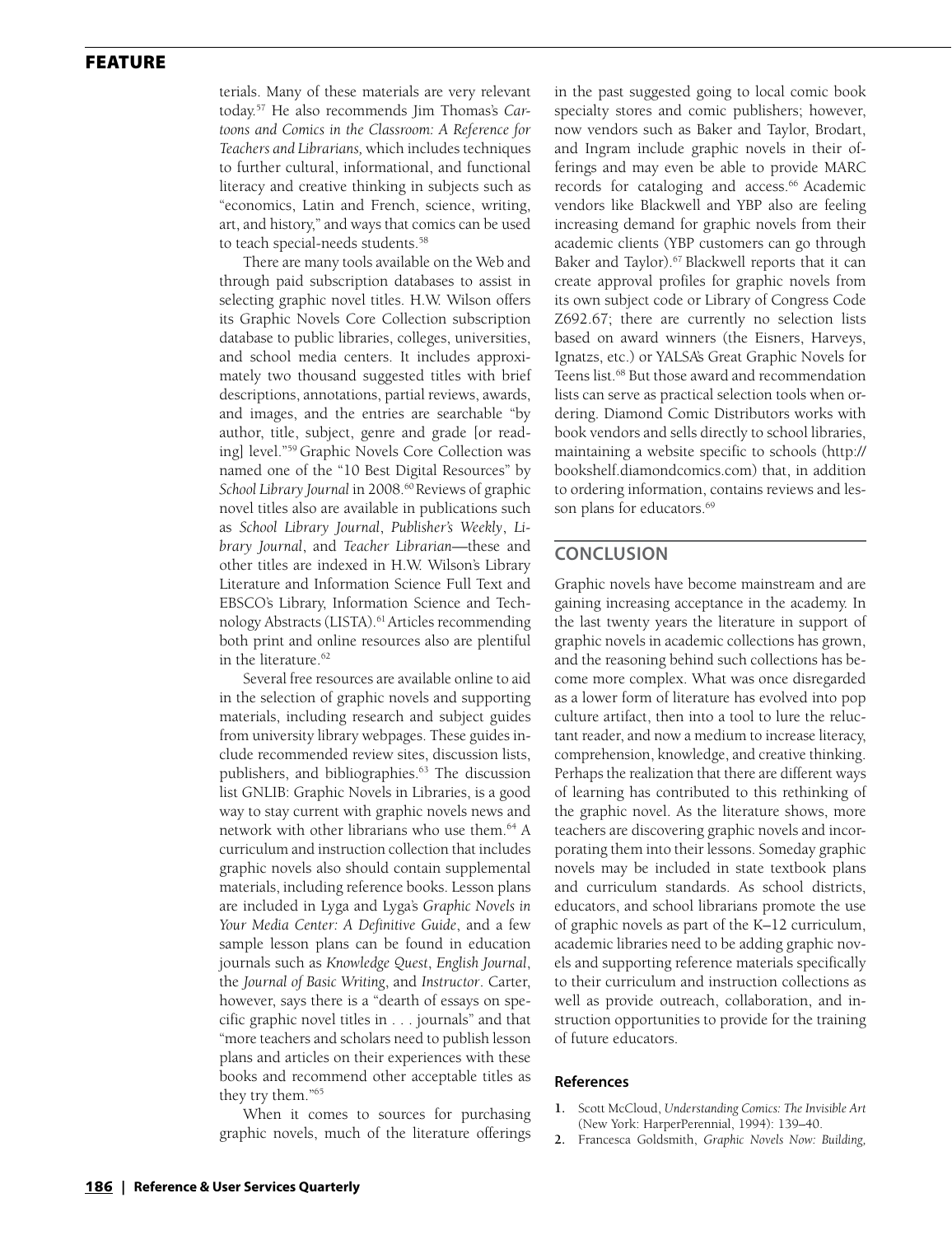terials. Many of these materials are very relevant today.[57] He also recommends Jim Thomas's *Cartoons and Comics in the Classroom: A Reference for Teachers and Librarians,* which includes techniques to further cultural, informational, and functional literacy and creative thinking in subjects such as "economics, Latin and French, science, writing, art, and history," and ways that comics can be used to teach special-needs students.[58]

There are many tools available on the Web and through paid subscription databases to assist in selecting graphic novel titles. H.W. Wilson offers its Graphic Novels Core Collection subscription database to public libraries, colleges, universities, and school media centers. It includes approximately two thousand suggested titles with brief descriptions, annotations, partial reviews, awards, and images, and the entries are searchable "by author, title, subject, genre and grade [or reading] level."[59] Graphic Novels Core Collection was named one of the "10 Best Digital Resources" by *School Library Journal* in 2008.[60] Reviews of graphic novel titles also are available in publications such as *School Library Journal*, *Publisher's Weekly*, *Library Journal*, and *Teacher Librarian*—these and other titles are indexed in H.W. Wilson's Library Literature and Information Science Full Text and EBSCO's Library, Information Science and Technology Abstracts (LISTA).[61] Articles recommending both print and online resources also are plentiful in the literature.[62]

Several free resources are available online to aid in the selection of graphic novels and supporting materials, including research and subject guides from university library webpages. These guides include recommended review sites, discussion lists, publishers, and bibliographies.[63] The discussion list GNLIB: Graphic Novels in Libraries, is a good way to stay current with graphic novels news and network with other librarians who use them.[64] A curriculum and instruction collection that includes graphic novels also should contain supplemental materials, including reference books. Lesson plans are included in Lyga and Lyga's *Graphic Novels in Your Media Center: A Definitive Guide*, and a few sample lesson plans can be found in education journals such as *Knowledge Quest*, *English Journal*, the *Journal of Basic Writing*, and *Instructor*. Carter, however, says there is a "dearth of essays on specific graphic novel titles in . . . journals" and that "more teachers and scholars need to publish lesson plans and articles on their experiences with these books and recommend other acceptable titles as they try them."[65]

When it comes to sources for purchasing graphic novels, much of the literature offerings in the past suggested going to local comic book specialty stores and comic publishers; however, now vendors such as Baker and Taylor, Brodart, and Ingram include graphic novels in their offerings and may even be able to provide MARC records for cataloging and access.[66] Academic vendors like Blackwell and YBP also are feeling increasing demand for graphic novels from their academic clients (YBP customers can go through Baker and Taylor).[67] Blackwell reports that it can create approval profiles for graphic novels from its own subject code or Library of Congress Code Z692.67; there are currently no selection lists based on award winners (the Eisners, Harveys, Ignatzs, etc.) or YALSA's Great Graphic Novels for Teens list.[68] But those award and recommendation lists can serve as practical selection tools when ordering. Diamond Comic Distributors works with book vendors and sells directly to school libraries, maintaining a website specific to schools (http://bookshelf.diamondcomics.com) that, in addition to ordering information, contains reviews and lesson plans for educators.[69]

## CONCLUSION

Graphic novels have become mainstream and are gaining increasing acceptance in the academy. In the last twenty years the literature in support of graphic novels in academic collections has grown, and the reasoning behind such collections has become more complex. What was once disregarded as a lower form of literature has evolved into pop culture artifact, then into a tool to lure the reluctant reader, and now a medium to increase literacy, comprehension, knowledge, and creative thinking. Perhaps the realization that there are different ways of learning has contributed to this rethinking of the graphic novel. As the literature shows, more teachers are discovering graphic novels and incorporating them into their lessons. Someday graphic novels may be included in state textbook plans and curriculum standards. As school districts, educators, and school librarians promote the use of graphic novels as part of the K–12 curriculum, academic libraries need to be adding graphic novels and supporting reference materials specifically to their curriculum and instruction collections as well as provide outreach, collaboration, and instruction opportunities to provide for the training of future educators.

### References

1. Scott McCloud, *Understanding Comics: The Invisible Art* (New York: HarperPerennial, 1994): 139–40.
2. Francesca Goldsmith, *Graphic Novels Now: Building,*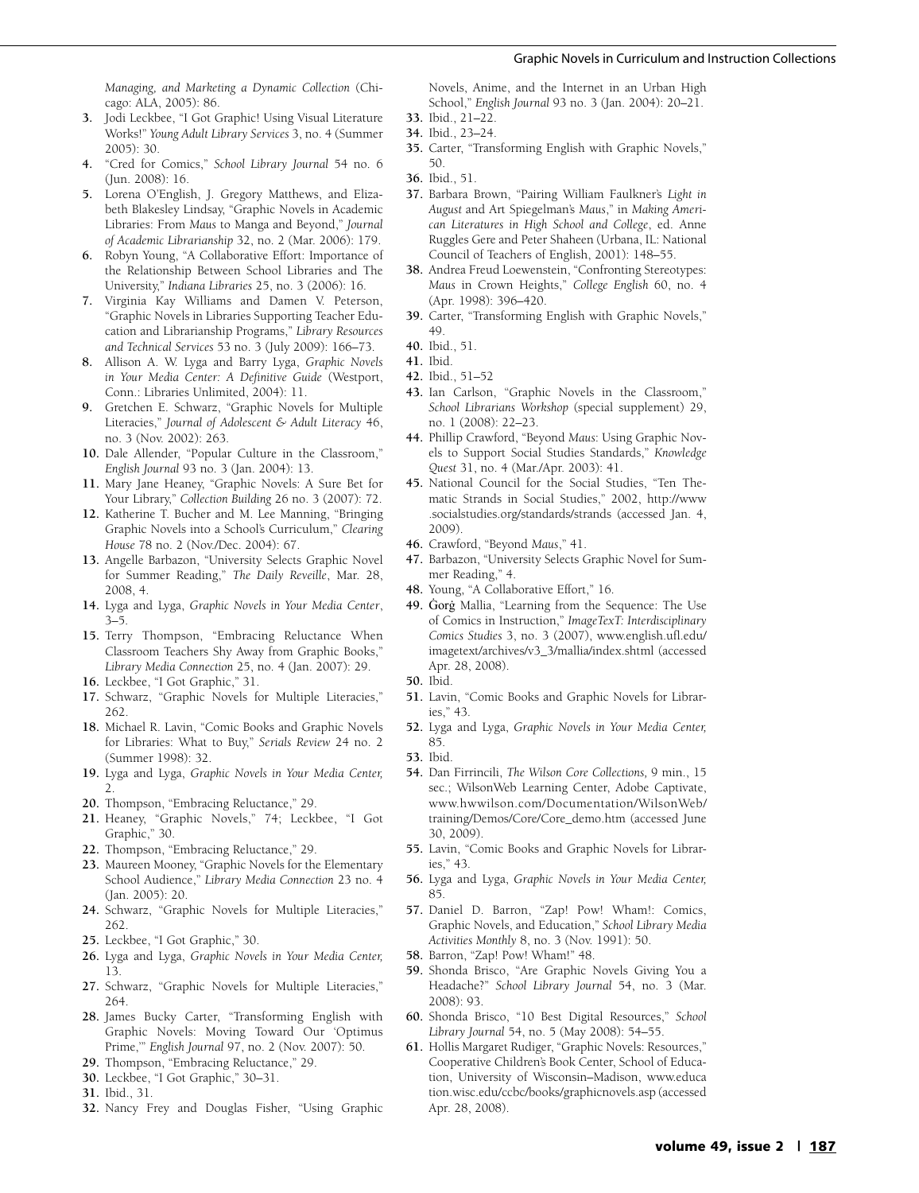*Managing, and Marketing a Dynamic Collection* (Chicago: ALA, 2005): 86.

3. Jodi Leckbee, "I Got Graphic! Using Visual Literature Works!" *Young Adult Library Services* 3, no. 4 (Summer 2005): 30.
4. "Cred for Comics," *School Library Journal* 54 no. 6 (Jun. 2008): 16.
5. Lorena O'English, J. Gregory Matthews, and Elizabeth Blakesley Lindsay, "Graphic Novels in Academic Libraries: From *Maus* to Manga and Beyond," *Journal of Academic Librarianship* 32, no. 2 (Mar. 2006): 179.
6. Robyn Young, "A Collaborative Effort: Importance of the Relationship Between School Libraries and The University," *Indiana Libraries* 25, no. 3 (2006): 16.
7. Virginia Kay Williams and Damen V. Peterson, "Graphic Novels in Libraries Supporting Teacher Education and Librarianship Programs," *Library Resources and Technical Services* 53 no. 3 (July 2009): 166–73.
8. Allison A. W. Lyga and Barry Lyga, *Graphic Novels in Your Media Center: A Definitive Guide* (Westport, Conn.: Libraries Unlimited, 2004): 11.
9. Gretchen E. Schwarz, "Graphic Novels for Multiple Literacies," *Journal of Adolescent & Adult Literacy* 46, no. 3 (Nov. 2002): 263.
10. Dale Allender, "Popular Culture in the Classroom," *English Journal* 93 no. 3 (Jan. 2004): 13.
11. Mary Jane Heaney, "Graphic Novels: A Sure Bet for Your Library," *Collection Building* 26 no. 3 (2007): 72.
12. Katherine T. Bucher and M. Lee Manning, "Bringing Graphic Novels into a School's Curriculum," *Clearing House* 78 no. 2 (Nov./Dec. 2004): 67.
13. Angelle Barbazon, "University Selects Graphic Novel for Summer Reading," *The Daily Reveille*, Mar. 28, 2008, 4.
14. Lyga and Lyga, *Graphic Novels in Your Media Center*, 3–5.
15. Terry Thompson, "Embracing Reluctance When Classroom Teachers Shy Away from Graphic Books," *Library Media Connection* 25, no. 4 (Jan. 2007): 29.
16. Leckbee, "I Got Graphic," 31.
17. Schwarz, "Graphic Novels for Multiple Literacies," 262.
18. Michael R. Lavin, "Comic Books and Graphic Novels for Libraries: What to Buy," *Serials Review* 24 no. 2 (Summer 1998): 32.
19. Lyga and Lyga, *Graphic Novels in Your Media Center,* 2.
20. Thompson, "Embracing Reluctance," 29.
21. Heaney, "Graphic Novels," 74; Leckbee, "I Got Graphic," 30.
22. Thompson, "Embracing Reluctance," 29.
23. Maureen Mooney, "Graphic Novels for the Elementary School Audience," *Library Media Connection* 23 no. 4 (Jan. 2005): 20.
24. Schwarz, "Graphic Novels for Multiple Literacies," 262.
25. Leckbee, "I Got Graphic," 30.
26. Lyga and Lyga, *Graphic Novels in Your Media Center,* 13.
27. Schwarz, "Graphic Novels for Multiple Literacies," 264.
28. James Bucky Carter, "Transforming English with Graphic Novels: Moving Toward Our 'Optimus Prime,'" *English Journal* 97, no. 2 (Nov. 2007): 50.
29. Thompson, "Embracing Reluctance," 29.
30. Leckbee, "I Got Graphic," 30–31.
31. Ibid., 31.
32. Nancy Frey and Douglas Fisher, "Using Graphic Novels, Anime, and the Internet in an Urban High School," *English Journal* 93 no. 3 (Jan. 2004): 20–21.
33. Ibid., 21–22.
34. Ibid., 23–24.
35. Carter, "Transforming English with Graphic Novels," 50.
36. Ibid., 51.
37. Barbara Brown, "Pairing William Faulkner's *Light in August* and Art Spiegelman's *Maus*," in *Making American Literatures in High School and College*, ed. Anne Ruggles Gere and Peter Shaheen (Urbana, IL: National Council of Teachers of English, 2001): 148–55.
38. Andrea Freud Loewenstein, "Confronting Stereotypes: *Maus* in Crown Heights," *College English* 60, no. 4 (Apr. 1998): 396–420.
39. Carter, "Transforming English with Graphic Novels," 49.
40. Ibid., 51.
41. Ibid.
42. Ibid., 51–52
43. Ian Carlson, "Graphic Novels in the Classroom," *School Librarians Workshop* (special supplement) 29, no. 1 (2008): 22–23.
44. Phillip Crawford, "Beyond *Maus*: Using Graphic Novels to Support Social Studies Standards," *Knowledge Quest* 31, no. 4 (Mar./Apr. 2003): 41.
45. National Council for the Social Studies, "Ten Thematic Strands in Social Studies," 2002, http://www.socialstudies.org/standards/strands (accessed Jan. 4, 2009).
46. Crawford, "Beyond *Maus*," 41.
47. Barbazon, "University Selects Graphic Novel for Summer Reading," 4.
48. Young, "A Collaborative Effort," 16.
49. Ġorġ Mallia, "Learning from the Sequence: The Use of Comics in Instruction," *ImageTexT: Interdisciplinary Comics Studies* 3, no. 3 (2007), www.english.ufl.edu/imagetext/archives/v3_3/mallia/index.shtml (accessed Apr. 28, 2008).
50. Ibid.
51. Lavin, "Comic Books and Graphic Novels for Libraries," 43.
52. Lyga and Lyga, *Graphic Novels in Your Media Center,* 85.
53. Ibid.
54. Dan Firrincili, *The Wilson Core Collections,* 9 min., 15 sec.; WilsonWeb Learning Center, Adobe Captivate, www.hwwilson.com/Documentation/WilsonWeb/training/Demos/Core/Core_demo.htm (accessed June 30, 2009).
55. Lavin, "Comic Books and Graphic Novels for Libraries," 43.
56. Lyga and Lyga, *Graphic Novels in Your Media Center,* 85.
57. Daniel D. Barron, "Zap! Pow! Wham!: Comics, Graphic Novels, and Education," *School Library Media Activities Monthly* 8, no. 3 (Nov. 1991): 50.
58. Barron, "Zap! Pow! Wham!" 48.
59. Shonda Brisco, "Are Graphic Novels Giving You a Headache?" *School Library Journal* 54, no. 3 (Mar. 2008): 93.
60. Shonda Brisco, "10 Best Digital Resources," *School Library Journal* 54, no. 5 (May 2008): 54–55.
61. Hollis Margaret Rudiger, "Graphic Novels: Resources," Cooperative Children's Book Center, School of Education, University of Wisconsin–Madison, www.education.wisc.edu/ccbc/books/graphicnovels.asp (accessed Apr. 28, 2008).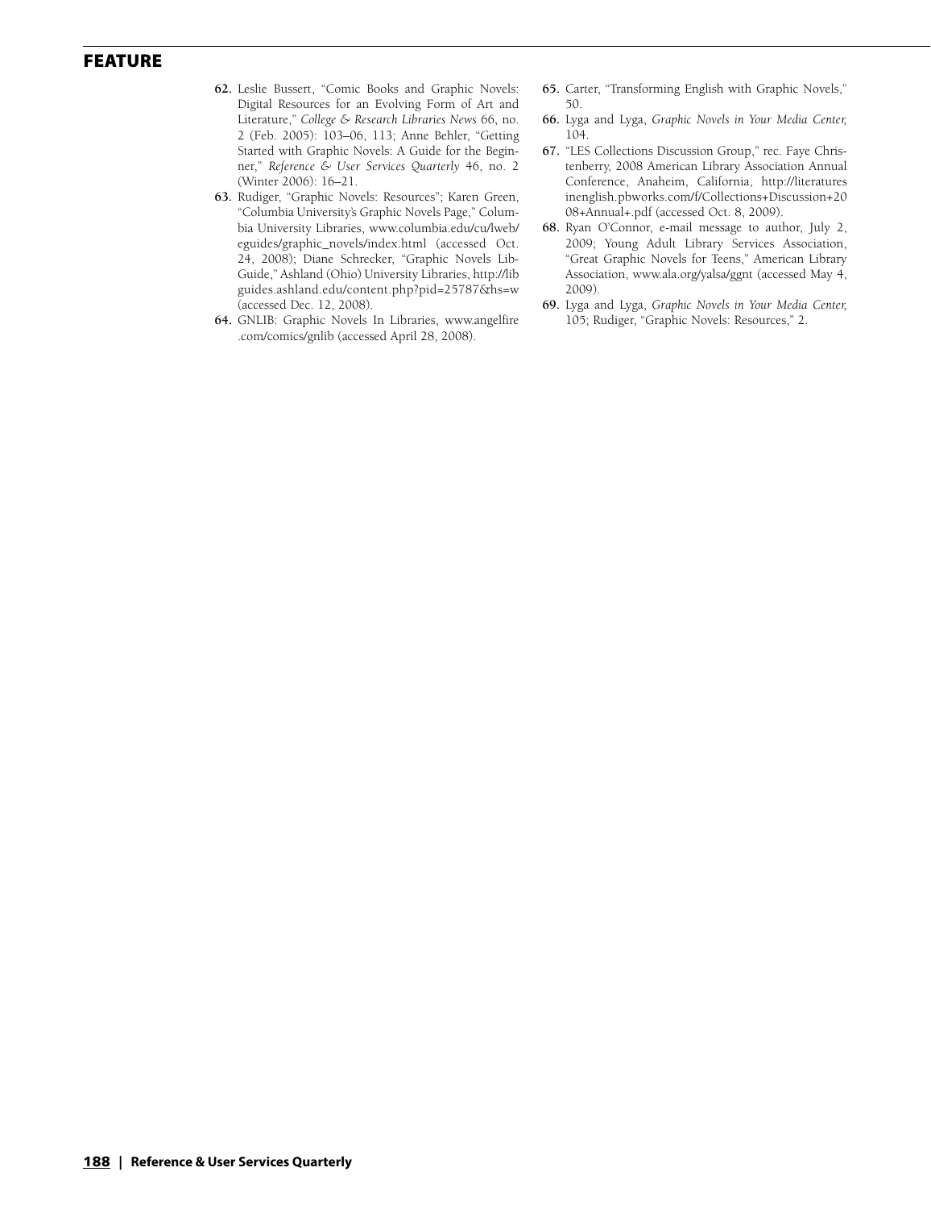62. Leslie Bussert, "Comic Books and Graphic Novels: Digital Resources for an Evolving Form of Art and Literature," *College & Research Libraries News* 66, no. 2 (Feb. 2005): 103–06, 113; Anne Behler, "Getting Started with Graphic Novels: A Guide for the Beginner," *Reference & User Services Quarterly* 46, no. 2 (Winter 2006): 16–21.
63. Rudiger, "Graphic Novels: Resources"; Karen Green, "Columbia University's Graphic Novels Page," Columbia University Libraries, www.columbia.edu/cu/lweb/eguides/graphic_novels/index.html (accessed Oct. 24, 2008); Diane Schrecker, "Graphic Novels LibGuide," Ashland (Ohio) University Libraries, http://libguides.ashland.edu/content.php?pid=25787&hs=w (accessed Dec. 12, 2008).
64. GNLIB: Graphic Novels In Libraries, www.angelfire.com/comics/gnlib (accessed April 28, 2008).
65. Carter, "Transforming English with Graphic Novels," 50.
66. Lyga and Lyga, *Graphic Novels in Your Media Center,* 104.
67. "LES Collections Discussion Group," rec. Faye Christenberry, 2008 American Library Association Annual Conference, Anaheim, California, http://literaturesinenglish.pbworks.com/f/Collections+Discussion+2008+Annual+.pdf (accessed Oct. 8, 2009).
68. Ryan O'Connor, e-mail message to author, July 2, 2009; Young Adult Library Services Association, "Great Graphic Novels for Teens," American Library Association, www.ala.org/yalsa/ggnt (accessed May 4, 2009).
69. Lyga and Lyga, *Graphic Novels in Your Media Center,* 105; Rudiger, "Graphic Novels: Resources," 2.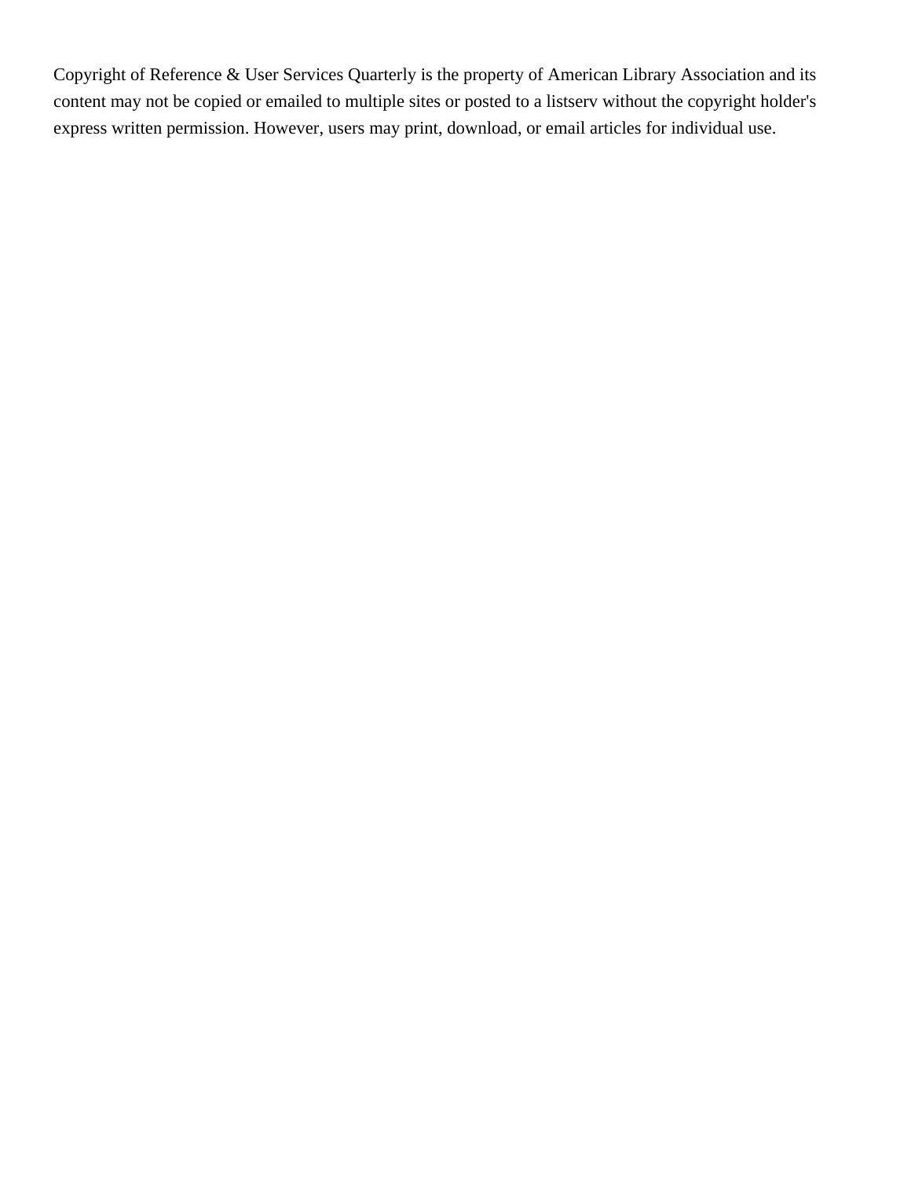Copyright of Reference & User Services Quarterly is the property of American Library Association and its content may not be copied or emailed to multiple sites or posted to a listserv without the copyright holder's express written permission. However, users may print, download, or email articles for individual use.